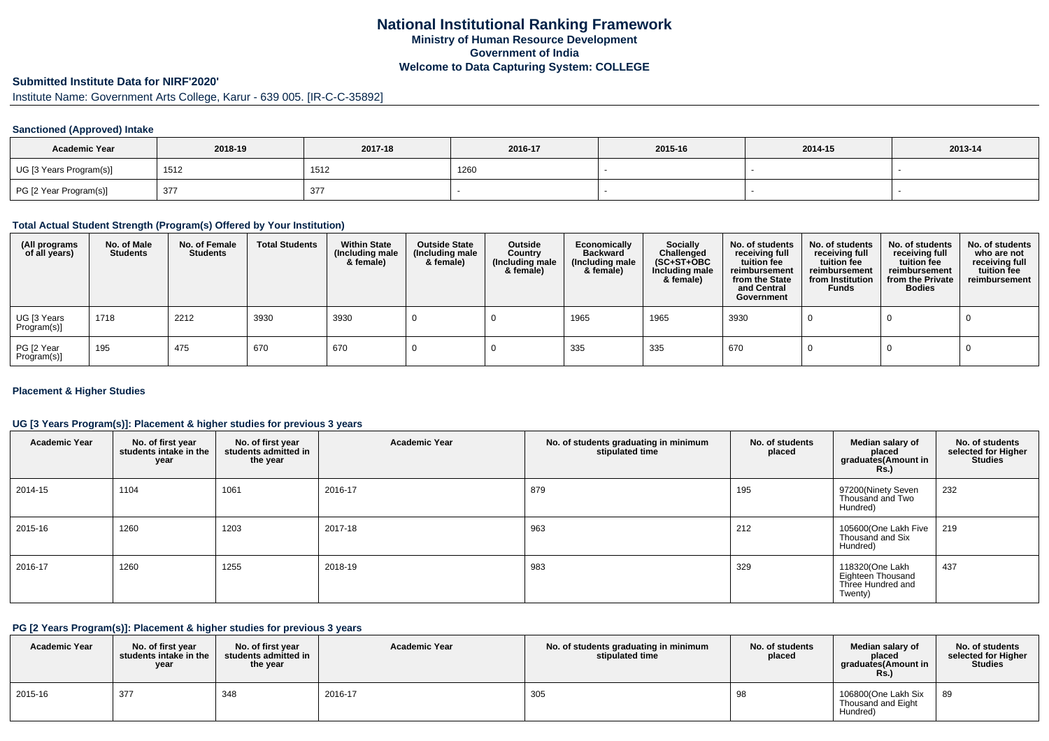# National Institutional Ranking Framework
## Ministry of Human Resource Development
## Government of India
## Welcome to Data Capturing System: COLLEGE

### Submitted Institute Data for NIRF'2020'

Institute Name: Government Arts College, Karur - 639 005. [IR-C-C-35892]

#### Sanctioned (Approved) Intake

| Academic Year | 2018-19 | 2017-18 | 2016-17 | 2015-16 | 2014-15 | 2013-14 |
|---|---|---|---|---|---|---|
| UG [3 Years Program(s)] | 1512 | 1512 | 1260 | - | - | - |
| PG [2 Year Program(s)] | 377 | 377 | - | - | - | - |

#### Total Actual Student Strength (Program(s) Offered by Your Institution)

| (All programs of all years) | No. of Male Students | No. of Female Students | Total Students | Within State (Including male & female) | Outside State (Including male & female) | Outside Country (Including male & female) | Economically Backward (Including male & female) | Socially Challenged (SC+ST+OBC Including male & female) | No. of students receiving full tuition fee reimbursement from the State and Central Government | No. of students receiving full tuition fee reimbursement from Institution Funds | No. of students receiving full tuition fee reimbursement from the Private Bodies | No. of students who are not receiving full tuition fee reimbursement |
|---|---|---|---|---|---|---|---|---|---|---|---|---|
| UG [3 Years Program(s)] | 1718 | 2212 | 3930 | 3930 | 0 | 0 | 1965 | 1965 | 3930 | 0 | 0 | 0 |
| PG [2 Year Program(s)] | 195 | 475 | 670 | 670 | 0 | 0 | 335 | 335 | 670 | 0 | 0 | 0 |

#### Placement & Higher Studies

#### UG [3 Years Program(s)]: Placement & higher studies for previous 3 years

| Academic Year | No. of first year students intake in the year | No. of first year students admitted in the year | Academic Year | No. of students graduating in minimum stipulated time | No. of students placed | Median salary of placed graduates(Amount in Rs.) | No. of students selected for Higher Studies |
|---|---|---|---|---|---|---|---|
| 2014-15 | 1104 | 1061 | 2016-17 | 879 | 195 | 97200(Ninety Seven Thousand and Two Hundred) | 232 |
| 2015-16 | 1260 | 1203 | 2017-18 | 963 | 212 | 105600(One Lakh Five Thousand and Six Hundred) | 219 |
| 2016-17 | 1260 | 1255 | 2018-19 | 983 | 329 | 118320(One Lakh Eighteen Thousand Three Hundred and Twenty) | 437 |

#### PG [2 Years Program(s)]: Placement & higher studies for previous 3 years

| Academic Year | No. of first year students intake in the year | No. of first year students admitted in the year | Academic Year | No. of students graduating in minimum stipulated time | No. of students placed | Median salary of placed graduates(Amount in Rs.) | No. of students selected for Higher Studies |
|---|---|---|---|---|---|---|---|
| 2015-16 | 377 | 348 | 2016-17 | 305 | 98 | 106800(One Lakh Six Thousand and Eight Hundred) | 89 |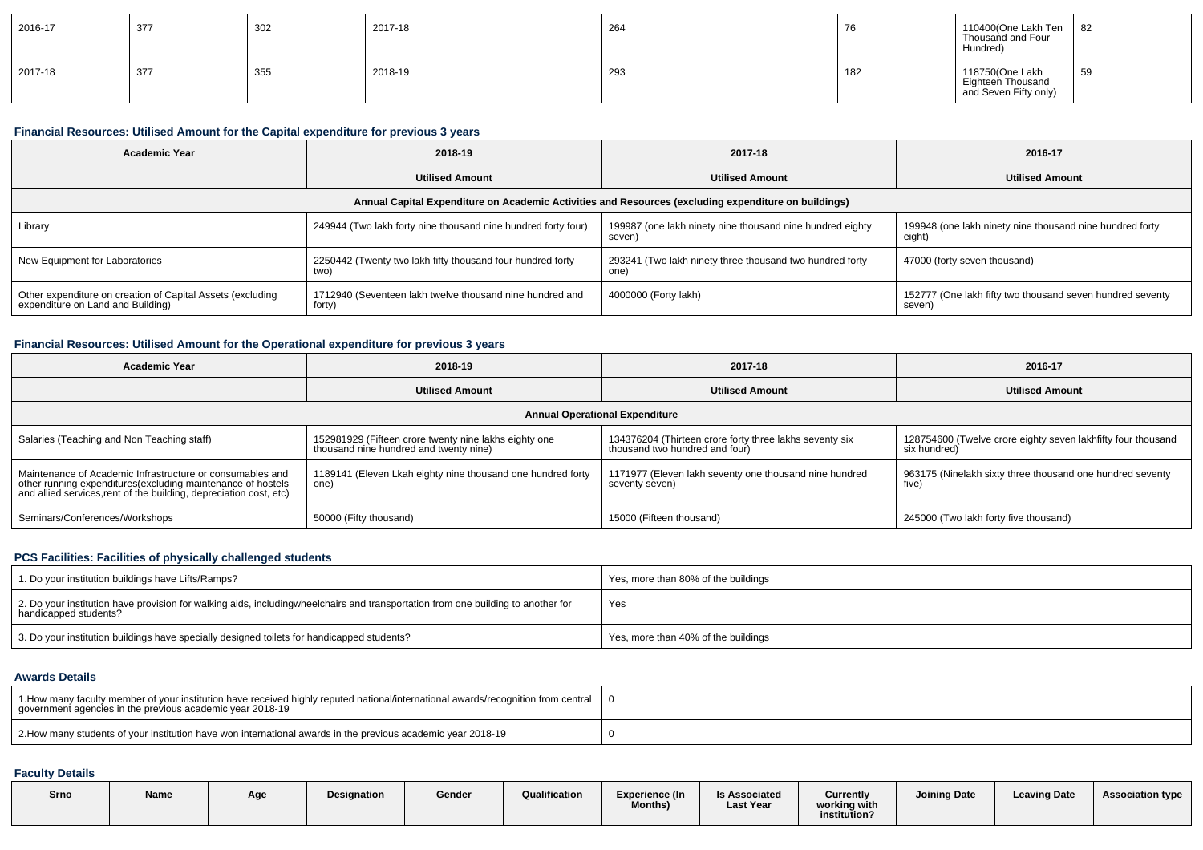| 2016-17 | 377 | 302 | 2017-18 | 264 | 76 | 110400(One Lakh Ten Thousand and Four Hundred) | 82 |
|---|---|---|---|---|---|---|---|
| 2017-18 | 377 | 355 | 2018-19 | 293 | 182 | 118750(One Lakh Eighteen Thousand and Seven Fifty only) | 59 |

### Financial Resources: Utilised Amount for the Capital expenditure for previous 3 years

| Academic Year | 2018-19 | 2017-18 | 2016-17 |
|---|---|---|---|
| | Utilised Amount | Utilised Amount | Utilised Amount |
| Annual Capital Expenditure on Academic Activities and Resources (excluding expenditure on buildings) | | | |
| Library | 249944 (Two lakh forty nine thousand nine hundred forty four) | 199987 (one lakh ninety nine thousand nine hundred eighty seven) | 199948 (one lakh ninety nine thousand nine hundred forty eight) |
| New Equipment for Laboratories | 2250442 (Twenty two lakh fifty thousand four hundred forty two) | 293241 (Two lakh ninety three thousand two hundred forty one) | 47000 (forty seven thousand) |
| Other expenditure on creation of Capital Assets (excluding expenditure on Land and Building) | 1712940 (Seventeen lakh twelve thousand nine hundred and forty) | 4000000 (Forty lakh) | 152777 (One lakh fifty two thousand seven hundred seventy seven) |

### Financial Resources: Utilised Amount for the Operational expenditure for previous 3 years

| Academic Year | 2018-19 | 2017-18 | 2016-17 |
|---|---|---|---|
| | Utilised Amount | Utilised Amount | Utilised Amount |
| Annual Operational Expenditure | | | |
| Salaries (Teaching and Non Teaching staff) | 152981929 (Fifteen crore twenty nine lakhs eighty one thousand nine hundred and twenty nine) | 134376204 (Thirteen crore forty three lakhs seventy six thousand two hundred and four) | 128754600 (Twelve crore eighty seven lakhfifty four thousand six hundred) |
| Maintenance of Academic Infrastructure or consumables and other running expenditures(excluding maintenance of hostels and allied services,rent of the building, depreciation cost, etc) | 1189141 (Eleven Lkah eighty nine thousand one hundred forty one) | 1171977 (Eleven lakh seventy one thousand nine hundred seventy seven) | 963175 (Ninelakh sixty three thousand one hundred seventy five) |
| Seminars/Conferences/Workshops | 50000 (Fifty thousand) | 15000 (Fifteen thousand) | 245000 (Two lakh forty five thousand) |

### PCS Facilities: Facilities of physically challenged students

| | |
|---|---|
| 1. Do your institution buildings have Lifts/Ramps? | Yes, more than 80% of the buildings |
| 2. Do your institution have provision for walking aids, includingwheelchairs and transportation from one building to another for handicapped students? | Yes |
| 3. Do your institution buildings have specially designed toilets for handicapped students? | Yes, more than 40% of the buildings |

### Awards Details

| | |
|---|---|
| 1.How many faculty member of your institution have received highly reputed national/international awards/recognition from central government agencies in the previous academic year 2018-19 | 0 |
| 2.How many students of your institution have won international awards in the previous academic year 2018-19 | 0 |

### Faculty Details

| Srno | Name | Age | Designation | Gender | Qualification | Experience (In Months) | Is Associated Last Year | Currently working with institution? | Joining Date | Leaving Date | Association type |
|---|---|---|---|---|---|---|---|---|---|---|---|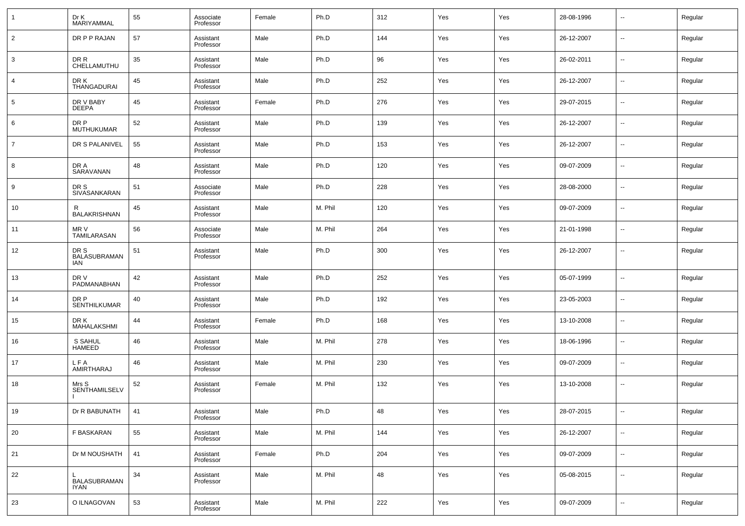| 1 | Dr K MARIYAMMAL | 55 | Associate Professor | Female | Ph.D | 312 | Yes | Yes | 28-08-1996 | -- | Regular |
|---|---|---|---|---|---|---|---|---|---|---|---|
| 2 | DR P P RAJAN | 57 | Assistant Professor | Male | Ph.D | 144 | Yes | Yes | 26-12-2007 | -- | Regular |
| 3 | DR R CHELLAMUTHU | 35 | Assistant Professor | Male | Ph.D | 96 | Yes | Yes | 26-02-2011 | -- | Regular |
| 4 | DR K THANGADURAI | 45 | Assistant Professor | Male | Ph.D | 252 | Yes | Yes | 26-12-2007 | -- | Regular |
| 5 | DR V BABY DEEPA | 45 | Assistant Professor | Female | Ph.D | 276 | Yes | Yes | 29-07-2015 | -- | Regular |
| 6 | DR P MUTHUKUMAR | 52 | Assistant Professor | Male | Ph.D | 139 | Yes | Yes | 26-12-2007 | -- | Regular |
| 7 | DR S PALANIVEL | 55 | Assistant Professor | Male | Ph.D | 153 | Yes | Yes | 26-12-2007 | -- | Regular |
| 8 | DR A SARAVANAN | 48 | Assistant Professor | Male | Ph.D | 120 | Yes | Yes | 09-07-2009 | -- | Regular |
| 9 | DR S SIVASANKARAN | 51 | Associate Professor | Male | Ph.D | 228 | Yes | Yes | 28-08-2000 | -- | Regular |
| 10 | R BALAKRISHNAN | 45 | Assistant Professor | Male | M. Phil | 120 | Yes | Yes | 09-07-2009 | -- | Regular |
| 11 | MR V TAMILARASAN | 56 | Associate Professor | Male | M. Phil | 264 | Yes | Yes | 21-01-1998 | -- | Regular |
| 12 | DR S BALASUBRAMANIAN | 51 | Assistant Professor | Male | Ph.D | 300 | Yes | Yes | 26-12-2007 | -- | Regular |
| 13 | DR V PADMANABHAN | 42 | Assistant Professor | Male | Ph.D | 252 | Yes | Yes | 05-07-1999 | -- | Regular |
| 14 | DR P SENTHILKUMAR | 40 | Assistant Professor | Male | Ph.D | 192 | Yes | Yes | 23-05-2003 | -- | Regular |
| 15 | DR K MAHALAKSHMI | 44 | Assistant Professor | Female | Ph.D | 168 | Yes | Yes | 13-10-2008 | -- | Regular |
| 16 | S SAHUL HAMEED | 46 | Assistant Professor | Male | M. Phil | 278 | Yes | Yes | 18-06-1996 | -- | Regular |
| 17 | L F A AMIRTHARAJ | 46 | Assistant Professor | Male | M. Phil | 230 | Yes | Yes | 09-07-2009 | -- | Regular |
| 18 | Mrs S SENTHAMILSELVI | 52 | Assistant Professor | Female | M. Phil | 132 | Yes | Yes | 13-10-2008 | -- | Regular |
| 19 | Dr R BABUNATH | 41 | Assistant Professor | Male | Ph.D | 48 | Yes | Yes | 28-07-2015 | -- | Regular |
| 20 | F BASKARAN | 55 | Assistant Professor | Male | M. Phil | 144 | Yes | Yes | 26-12-2007 | -- | Regular |
| 21 | Dr M NOUSHATH | 41 | Assistant Professor | Female | Ph.D | 204 | Yes | Yes | 09-07-2009 | -- | Regular |
| 22 | L BALASUBRAMANIYAN | 34 | Assistant Professor | Male | M. Phil | 48 | Yes | Yes | 05-08-2015 | -- | Regular |
| 23 | O ILNAGOVAN | 53 | Assistant Professor | Male | M. Phil | 222 | Yes | Yes | 09-07-2009 | -- | Regular |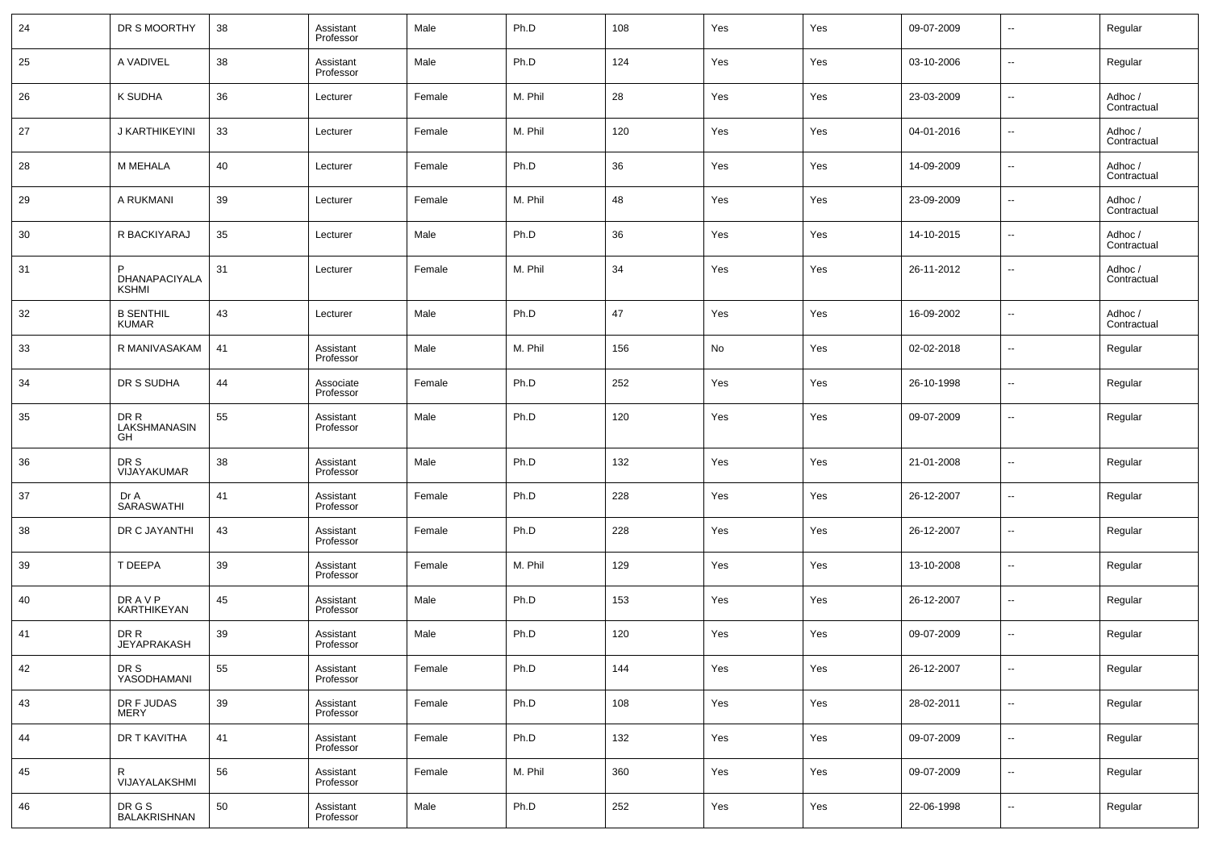| 24 | DR S MOORTHY | 38 | Assistant Professor | Male | Ph.D | 108 | Yes | Yes | 09-07-2009 | -- | Regular |
|---|---|---|---|---|---|---|---|---|---|---|---|
| 25 | A VADIVEL | 38 | Assistant Professor | Male | Ph.D | 124 | Yes | Yes | 03-10-2006 | -- | Regular |
| 26 | K SUDHA | 36 | Lecturer | Female | M. Phil | 28 | Yes | Yes | 23-03-2009 | -- | Adhoc / Contractual |
| 27 | J KARTHIKEYINI | 33 | Lecturer | Female | M. Phil | 120 | Yes | Yes | 04-01-2016 | -- | Adhoc / Contractual |
| 28 | M MEHALA | 40 | Lecturer | Female | Ph.D | 36 | Yes | Yes | 14-09-2009 | -- | Adhoc / Contractual |
| 29 | A RUKMANI | 39 | Lecturer | Female | M. Phil | 48 | Yes | Yes | 23-09-2009 | -- | Adhoc / Contractual |
| 30 | R BACKIYARAJ | 35 | Lecturer | Male | Ph.D | 36 | Yes | Yes | 14-10-2015 | -- | Adhoc / Contractual |
| 31 | P DHANAPACIYALAKSHMI | 31 | Lecturer | Female | M. Phil | 34 | Yes | Yes | 26-11-2012 | -- | Adhoc / Contractual |
| 32 | B SENTHIL KUMAR | 43 | Lecturer | Male | Ph.D | 47 | Yes | Yes | 16-09-2002 | -- | Adhoc / Contractual |
| 33 | R MANIVASAKAM | 41 | Assistant Professor | Male | M. Phil | 156 | No | Yes | 02-02-2018 | -- | Regular |
| 34 | DR S SUDHA | 44 | Associate Professor | Female | Ph.D | 252 | Yes | Yes | 26-10-1998 | -- | Regular |
| 35 | DR R LAKSHMANASINGH | 55 | Assistant Professor | Male | Ph.D | 120 | Yes | Yes | 09-07-2009 | -- | Regular |
| 36 | DR S VIJAYAKUMAR | 38 | Assistant Professor | Male | Ph.D | 132 | Yes | Yes | 21-01-2008 | -- | Regular |
| 37 | Dr A SARASWATHI | 41 | Assistant Professor | Female | Ph.D | 228 | Yes | Yes | 26-12-2007 | -- | Regular |
| 38 | DR C JAYANTHI | 43 | Assistant Professor | Female | Ph.D | 228 | Yes | Yes | 26-12-2007 | -- | Regular |
| 39 | T DEEPA | 39 | Assistant Professor | Female | M. Phil | 129 | Yes | Yes | 13-10-2008 | -- | Regular |
| 40 | DR A V P KARTHIKEYAN | 45 | Assistant Professor | Male | Ph.D | 153 | Yes | Yes | 26-12-2007 | -- | Regular |
| 41 | DR R JEYAPRAKASH | 39 | Assistant Professor | Male | Ph.D | 120 | Yes | Yes | 09-07-2009 | -- | Regular |
| 42 | DR S YASODHAMANI | 55 | Assistant Professor | Female | Ph.D | 144 | Yes | Yes | 26-12-2007 | -- | Regular |
| 43 | DR F JUDAS MERY | 39 | Assistant Professor | Female | Ph.D | 108 | Yes | Yes | 28-02-2011 | -- | Regular |
| 44 | DR T KAVITHA | 41 | Assistant Professor | Female | Ph.D | 132 | Yes | Yes | 09-07-2009 | -- | Regular |
| 45 | R VIJAYALAKSHMI | 56 | Assistant Professor | Female | M. Phil | 360 | Yes | Yes | 09-07-2009 | -- | Regular |
| 46 | DR G S BALAKRISHNAN | 50 | Assistant Professor | Male | Ph.D | 252 | Yes | Yes | 22-06-1998 | -- | Regular |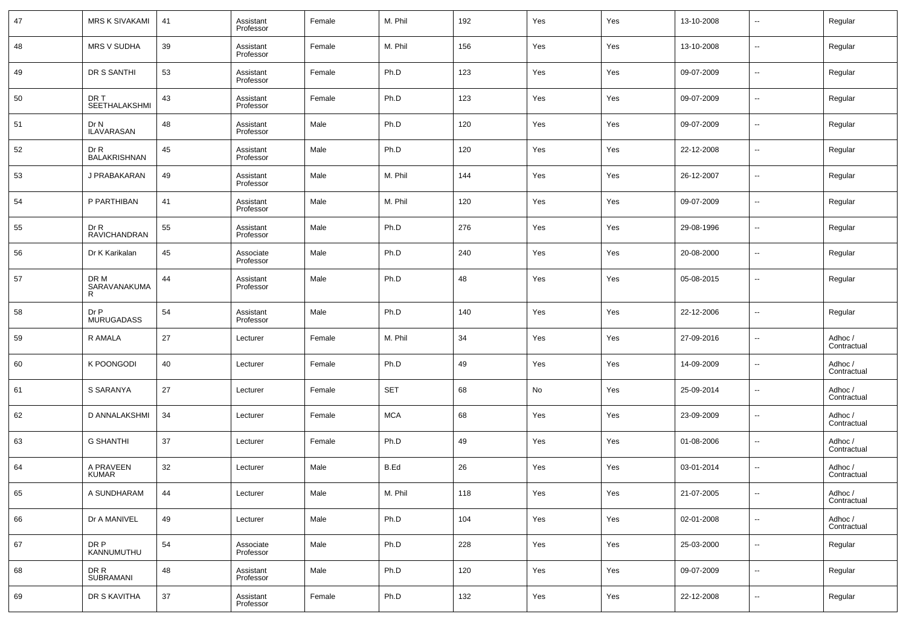| 47 | MRS K SIVAKAMI | 41 | Assistant Professor | Female | M. Phil | 192 | Yes | Yes | 13-10-2008 | -- | Regular |
|---|---|---|---|---|---|---|---|---|---|---|---|
| 48 | MRS V SUDHA | 39 | Assistant Professor | Female | M. Phil | 156 | Yes | Yes | 13-10-2008 | -- | Regular |
| 49 | DR S SANTHI | 53 | Assistant Professor | Female | Ph.D | 123 | Yes | Yes | 09-07-2009 | -- | Regular |
| 50 | DR T SEETHALAKSHMI | 43 | Assistant Professor | Female | Ph.D | 123 | Yes | Yes | 09-07-2009 | -- | Regular |
| 51 | Dr N ILAVARASAN | 48 | Assistant Professor | Male | Ph.D | 120 | Yes | Yes | 09-07-2009 | -- | Regular |
| 52 | Dr R BALAKRISHNAN | 45 | Assistant Professor | Male | Ph.D | 120 | Yes | Yes | 22-12-2008 | -- | Regular |
| 53 | J PRABAKARAN | 49 | Assistant Professor | Male | M. Phil | 144 | Yes | Yes | 26-12-2007 | -- | Regular |
| 54 | P PARTHIBAN | 41 | Assistant Professor | Male | M. Phil | 120 | Yes | Yes | 09-07-2009 | -- | Regular |
| 55 | Dr R RAVICHANDRAN | 55 | Assistant Professor | Male | Ph.D | 276 | Yes | Yes | 29-08-1996 | -- | Regular |
| 56 | Dr K Karikalan | 45 | Associate Professor | Male | Ph.D | 240 | Yes | Yes | 20-08-2000 | -- | Regular |
| 57 | DR M SARAVANAKUMAR | 44 | Assistant Professor | Male | Ph.D | 48 | Yes | Yes | 05-08-2015 | -- | Regular |
| 58 | Dr P MURUGADASS | 54 | Assistant Professor | Male | Ph.D | 140 | Yes | Yes | 22-12-2006 | -- | Regular |
| 59 | R AMALA | 27 | Lecturer | Female | M. Phil | 34 | Yes | Yes | 27-09-2016 | -- | Adhoc / Contractual |
| 60 | K POONGODI | 40 | Lecturer | Female | Ph.D | 49 | Yes | Yes | 14-09-2009 | -- | Adhoc / Contractual |
| 61 | S SARANYA | 27 | Lecturer | Female | SET | 68 | No | Yes | 25-09-2014 | -- | Adhoc / Contractual |
| 62 | D ANNALAKSHMI | 34 | Lecturer | Female | MCA | 68 | Yes | Yes | 23-09-2009 | -- | Adhoc / Contractual |
| 63 | G SHANTHI | 37 | Lecturer | Female | Ph.D | 49 | Yes | Yes | 01-08-2006 | -- | Adhoc / Contractual |
| 64 | A PRAVEEN KUMAR | 32 | Lecturer | Male | B.Ed | 26 | Yes | Yes | 03-01-2014 | -- | Adhoc / Contractual |
| 65 | A SUNDHARAM | 44 | Lecturer | Male | M. Phil | 118 | Yes | Yes | 21-07-2005 | -- | Adhoc / Contractual |
| 66 | Dr A MANIVEL | 49 | Lecturer | Male | Ph.D | 104 | Yes | Yes | 02-01-2008 | -- | Adhoc / Contractual |
| 67 | DR P KANNUMUTHU | 54 | Associate Professor | Male | Ph.D | 228 | Yes | Yes | 25-03-2000 | -- | Regular |
| 68 | DR R SUBRAMANI | 48 | Assistant Professor | Male | Ph.D | 120 | Yes | Yes | 09-07-2009 | -- | Regular |
| 69 | DR S KAVITHA | 37 | Assistant Professor | Female | Ph.D | 132 | Yes | Yes | 22-12-2008 | -- | Regular |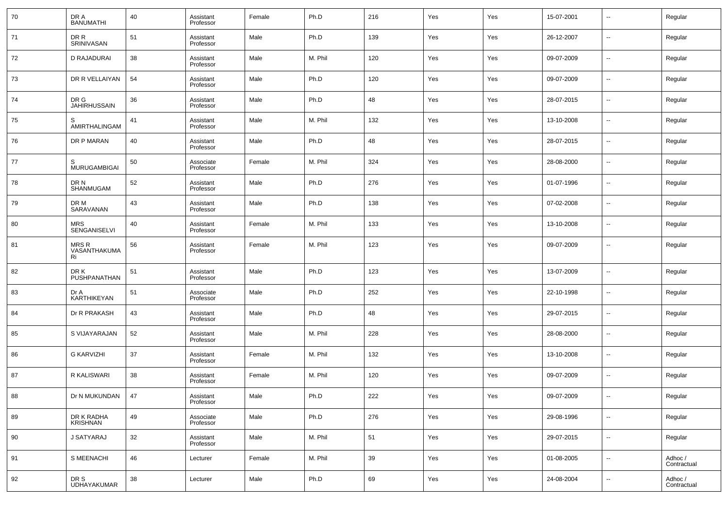| 70 | DR A BANUMATHI | 40 | Assistant Professor | Female | Ph.D | 216 | Yes | Yes | 15-07-2001 | -- | Regular |
|---|---|---|---|---|---|---|---|---|---|---|---|
| 71 | DR R SRINIVASAN | 51 | Assistant Professor | Male | Ph.D | 139 | Yes | Yes | 26-12-2007 | -- | Regular |
| 72 | D RAJADURAI | 38 | Assistant Professor | Male | M. Phil | 120 | Yes | Yes | 09-07-2009 | -- | Regular |
| 73 | DR R VELLAIYAN | 54 | Assistant Professor | Male | Ph.D | 120 | Yes | Yes | 09-07-2009 | -- | Regular |
| 74 | DR G JAHIRHUSSAIN | 36 | Assistant Professor | Male | Ph.D | 48 | Yes | Yes | 28-07-2015 | -- | Regular |
| 75 | S AMIRTHALINGAM | 41 | Assistant Professor | Male | M. Phil | 132 | Yes | Yes | 13-10-2008 | -- | Regular |
| 76 | DR P MARAN | 40 | Assistant Professor | Male | Ph.D | 48 | Yes | Yes | 28-07-2015 | -- | Regular |
| 77 | S MURUGAMBIGAI | 50 | Associate Professor | Female | M. Phil | 324 | Yes | Yes | 28-08-2000 | -- | Regular |
| 78 | DR N SHANMUGAM | 52 | Assistant Professor | Male | Ph.D | 276 | Yes | Yes | 01-07-1996 | -- | Regular |
| 79 | DR M SARAVANAN | 43 | Assistant Professor | Male | Ph.D | 138 | Yes | Yes | 07-02-2008 | -- | Regular |
| 80 | MRS SENGANISELVI | 40 | Assistant Professor | Female | M. Phil | 133 | Yes | Yes | 13-10-2008 | -- | Regular |
| 81 | MRS R VASANTHAKUMARi | 56 | Assistant Professor | Female | M. Phil | 123 | Yes | Yes | 09-07-2009 | -- | Regular |
| 82 | DR K PUSHPANATHAN | 51 | Assistant Professor | Male | Ph.D | 123 | Yes | Yes | 13-07-2009 | -- | Regular |
| 83 | Dr A KARTHIKEYAN | 51 | Associate Professor | Male | Ph.D | 252 | Yes | Yes | 22-10-1998 | -- | Regular |
| 84 | Dr R PRAKASH | 43 | Assistant Professor | Male | Ph.D | 48 | Yes | Yes | 29-07-2015 | -- | Regular |
| 85 | S VIJAYARAJAN | 52 | Assistant Professor | Male | M. Phil | 228 | Yes | Yes | 28-08-2000 | -- | Regular |
| 86 | G KARVIZHI | 37 | Assistant Professor | Female | M. Phil | 132 | Yes | Yes | 13-10-2008 | -- | Regular |
| 87 | R KALISWARI | 38 | Assistant Professor | Female | M. Phil | 120 | Yes | Yes | 09-07-2009 | -- | Regular |
| 88 | Dr N MUKUNDAN | 47 | Assistant Professor | Male | Ph.D | 222 | Yes | Yes | 09-07-2009 | -- | Regular |
| 89 | DR K RADHA KRISHNAN | 49 | Associate Professor | Male | Ph.D | 276 | Yes | Yes | 29-08-1996 | -- | Regular |
| 90 | J SATYARAJ | 32 | Assistant Professor | Male | M. Phil | 51 | Yes | Yes | 29-07-2015 | -- | Regular |
| 91 | S MEENACHI | 46 | Lecturer | Female | M. Phil | 39 | Yes | Yes | 01-08-2005 | -- | Adhoc / Contractual |
| 92 | DR S UDHAYAKUMAR | 38 | Lecturer | Male | Ph.D | 69 | Yes | Yes | 24-08-2004 | -- | Adhoc / Contractual |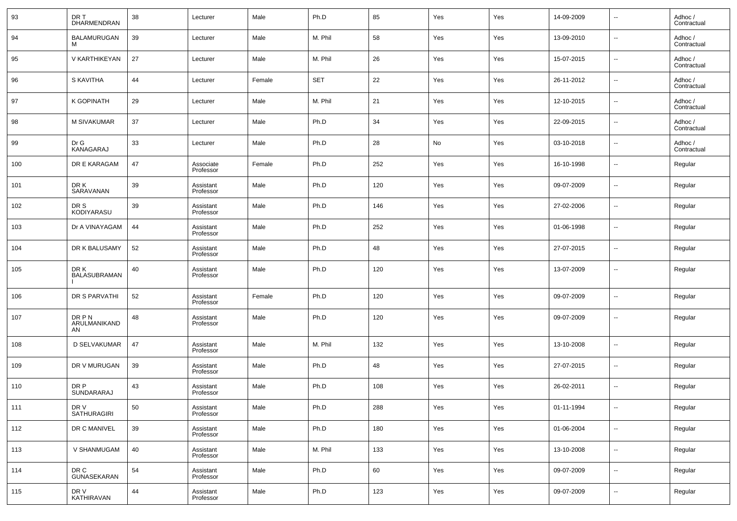| 93 | DR T DHARMENDRAN | 38 | Lecturer | Male | Ph.D | 85 | Yes | Yes | 14-09-2009 | -- | Adhoc / Contractual |
|---|---|---|---|---|---|---|---|---|---|---|---|
| 94 | BALAMURUGAN M | 39 | Lecturer | Male | M. Phil | 58 | Yes | Yes | 13-09-2010 | -- | Adhoc / Contractual |
| 95 | V KARTHIKEYAN | 27 | Lecturer | Male | M. Phil | 26 | Yes | Yes | 15-07-2015 | -- | Adhoc / Contractual |
| 96 | S KAVITHA | 44 | Lecturer | Female | SET | 22 | Yes | Yes | 26-11-2012 | -- | Adhoc / Contractual |
| 97 | K GOPINATH | 29 | Lecturer | Male | M. Phil | 21 | Yes | Yes | 12-10-2015 | -- | Adhoc / Contractual |
| 98 | M SIVAKUMAR | 37 | Lecturer | Male | Ph.D | 34 | Yes | Yes | 22-09-2015 | -- | Adhoc / Contractual |
| 99 | Dr G KANAGARAJ | 33 | Lecturer | Male | Ph.D | 28 | No | Yes | 03-10-2018 | -- | Adhoc / Contractual |
| 100 | DR E KARAGAM | 47 | Associate Professor | Female | Ph.D | 252 | Yes | Yes | 16-10-1998 | -- | Regular |
| 101 | DR K SARAVANAN | 39 | Assistant Professor | Male | Ph.D | 120 | Yes | Yes | 09-07-2009 | -- | Regular |
| 102 | DR S KODIYARASU | 39 | Assistant Professor | Male | Ph.D | 146 | Yes | Yes | 27-02-2006 | -- | Regular |
| 103 | Dr A VINAYAGAM | 44 | Assistant Professor | Male | Ph.D | 252 | Yes | Yes | 01-06-1998 | -- | Regular |
| 104 | DR K BALUSAMY | 52 | Assistant Professor | Male | Ph.D | 48 | Yes | Yes | 27-07-2015 | -- | Regular |
| 105 | DR K BALASUBRAMANI | 40 | Assistant Professor | Male | Ph.D | 120 | Yes | Yes | 13-07-2009 | -- | Regular |
| 106 | DR S PARVATHI | 52 | Assistant Professor | Female | Ph.D | 120 | Yes | Yes | 09-07-2009 | -- | Regular |
| 107 | DR P N ARULMANIKANDAN | 48 | Assistant Professor | Male | Ph.D | 120 | Yes | Yes | 09-07-2009 | -- | Regular |
| 108 | D SELVAKUMAR | 47 | Assistant Professor | Male | M. Phil | 132 | Yes | Yes | 13-10-2008 | -- | Regular |
| 109 | DR V MURUGAN | 39 | Assistant Professor | Male | Ph.D | 48 | Yes | Yes | 27-07-2015 | -- | Regular |
| 110 | DR P SUNDARARAJ | 43 | Assistant Professor | Male | Ph.D | 108 | Yes | Yes | 26-02-2011 | -- | Regular |
| 111 | DR V SATHURAGIRI | 50 | Assistant Professor | Male | Ph.D | 288 | Yes | Yes | 01-11-1994 | -- | Regular |
| 112 | DR C MANIVEL | 39 | Assistant Professor | Male | Ph.D | 180 | Yes | Yes | 01-06-2004 | -- | Regular |
| 113 | V SHANMUGAM | 40 | Assistant Professor | Male | M. Phil | 133 | Yes | Yes | 13-10-2008 | -- | Regular |
| 114 | DR C GUNASEKARAN | 54 | Assistant Professor | Male | Ph.D | 60 | Yes | Yes | 09-07-2009 | -- | Regular |
| 115 | DR V KATHIRAVAN | 44 | Assistant Professor | Male | Ph.D | 123 | Yes | Yes | 09-07-2009 | -- | Regular |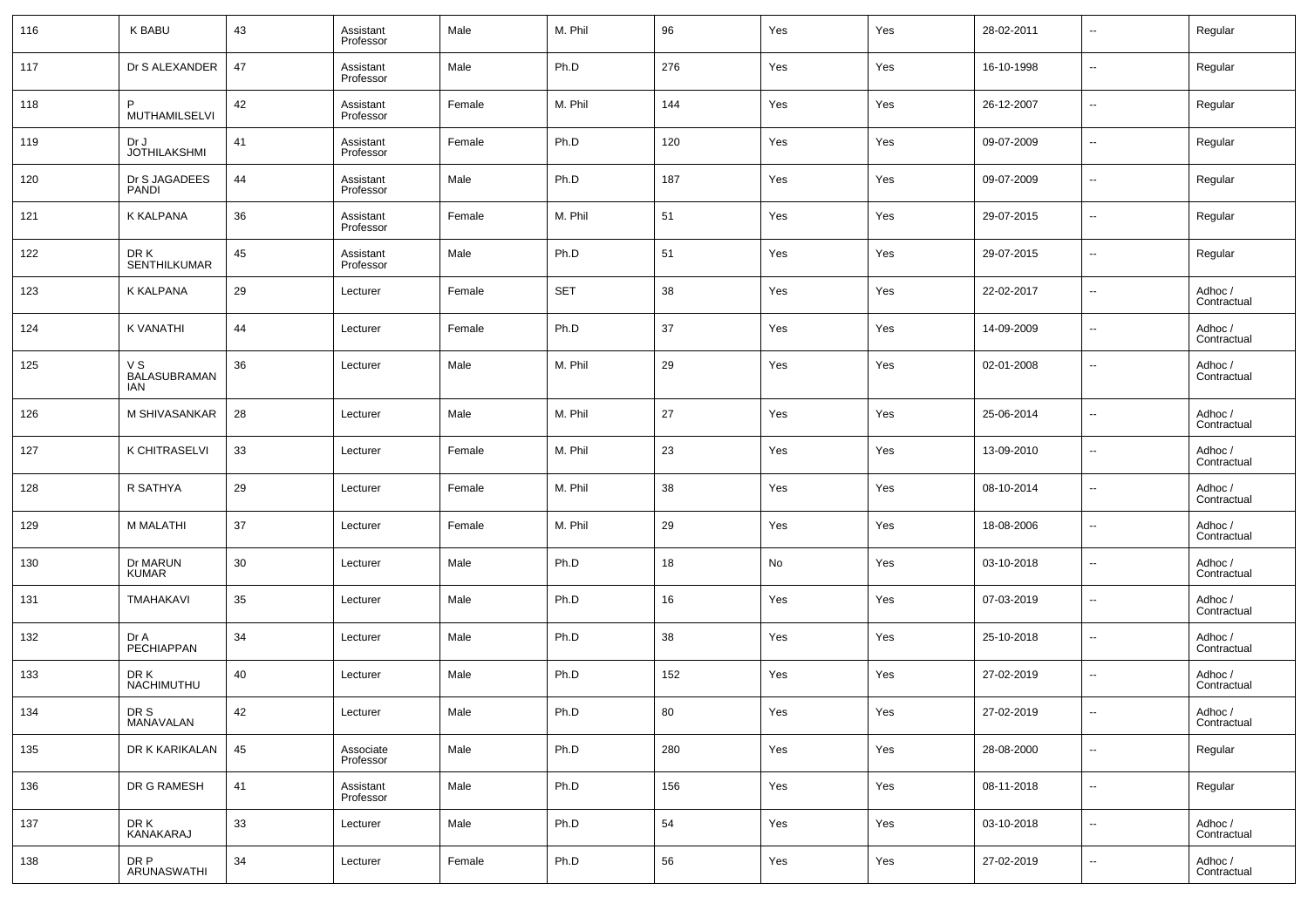| 116 | K BABU | 43 | Assistant Professor | Male | M. Phil | 96 | Yes | Yes | 28-02-2011 | -- | Regular |
|---|---|---|---|---|---|---|---|---|---|---|---|
| 117 | Dr S ALEXANDER | 47 | Assistant Professor | Male | Ph.D | 276 | Yes | Yes | 16-10-1998 | -- | Regular |
| 118 | P MUTHAMILSELVI | 42 | Assistant Professor | Female | M. Phil | 144 | Yes | Yes | 26-12-2007 | -- | Regular |
| 119 | Dr J JOTHILAKSHMI | 41 | Assistant Professor | Female | Ph.D | 120 | Yes | Yes | 09-07-2009 | -- | Regular |
| 120 | Dr S JAGADEES PANDI | 44 | Assistant Professor | Male | Ph.D | 187 | Yes | Yes | 09-07-2009 | -- | Regular |
| 121 | K KALPANA | 36 | Assistant Professor | Female | M. Phil | 51 | Yes | Yes | 29-07-2015 | -- | Regular |
| 122 | DR K SENTHILKUMAR | 45 | Assistant Professor | Male | Ph.D | 51 | Yes | Yes | 29-07-2015 | -- | Regular |
| 123 | K KALPANA | 29 | Lecturer | Female | SET | 38 | Yes | Yes | 22-02-2017 | -- | Adhoc / Contractual |
| 124 | K VANATHI | 44 | Lecturer | Female | Ph.D | 37 | Yes | Yes | 14-09-2009 | -- | Adhoc / Contractual |
| 125 | V S BALASUBRAMANIAN | 36 | Lecturer | Male | M. Phil | 29 | Yes | Yes | 02-01-2008 | -- | Adhoc / Contractual |
| 126 | M SHIVASANKAR | 28 | Lecturer | Male | M. Phil | 27 | Yes | Yes | 25-06-2014 | -- | Adhoc / Contractual |
| 127 | K CHITRASELVI | 33 | Lecturer | Female | M. Phil | 23 | Yes | Yes | 13-09-2010 | -- | Adhoc / Contractual |
| 128 | R SATHYA | 29 | Lecturer | Female | M. Phil | 38 | Yes | Yes | 08-10-2014 | -- | Adhoc / Contractual |
| 129 | M MALATHI | 37 | Lecturer | Female | M. Phil | 29 | Yes | Yes | 18-08-2006 | -- | Adhoc / Contractual |
| 130 | Dr MARUN KUMAR | 30 | Lecturer | Male | Ph.D | 18 | No | Yes | 03-10-2018 | -- | Adhoc / Contractual |
| 131 | TMAHAKAVI | 35 | Lecturer | Male | Ph.D | 16 | Yes | Yes | 07-03-2019 | -- | Adhoc / Contractual |
| 132 | Dr A PECHIAPPAN | 34 | Lecturer | Male | Ph.D | 38 | Yes | Yes | 25-10-2018 | -- | Adhoc / Contractual |
| 133 | DR K NACHIMUTHU | 40 | Lecturer | Male | Ph.D | 152 | Yes | Yes | 27-02-2019 | -- | Adhoc / Contractual |
| 134 | DR S MANAVALAN | 42 | Lecturer | Male | Ph.D | 80 | Yes | Yes | 27-02-2019 | -- | Adhoc / Contractual |
| 135 | DR K KARIKALAN | 45 | Associate Professor | Male | Ph.D | 280 | Yes | Yes | 28-08-2000 | -- | Regular |
| 136 | DR G RAMESH | 41 | Assistant Professor | Male | Ph.D | 156 | Yes | Yes | 08-11-2018 | -- | Regular |
| 137 | DR K KANAKARAJ | 33 | Lecturer | Male | Ph.D | 54 | Yes | Yes | 03-10-2018 | -- | Adhoc / Contractual |
| 138 | DR P ARUNASWATHI | 34 | Lecturer | Female | Ph.D | 56 | Yes | Yes | 27-02-2019 | -- | Adhoc / Contractual |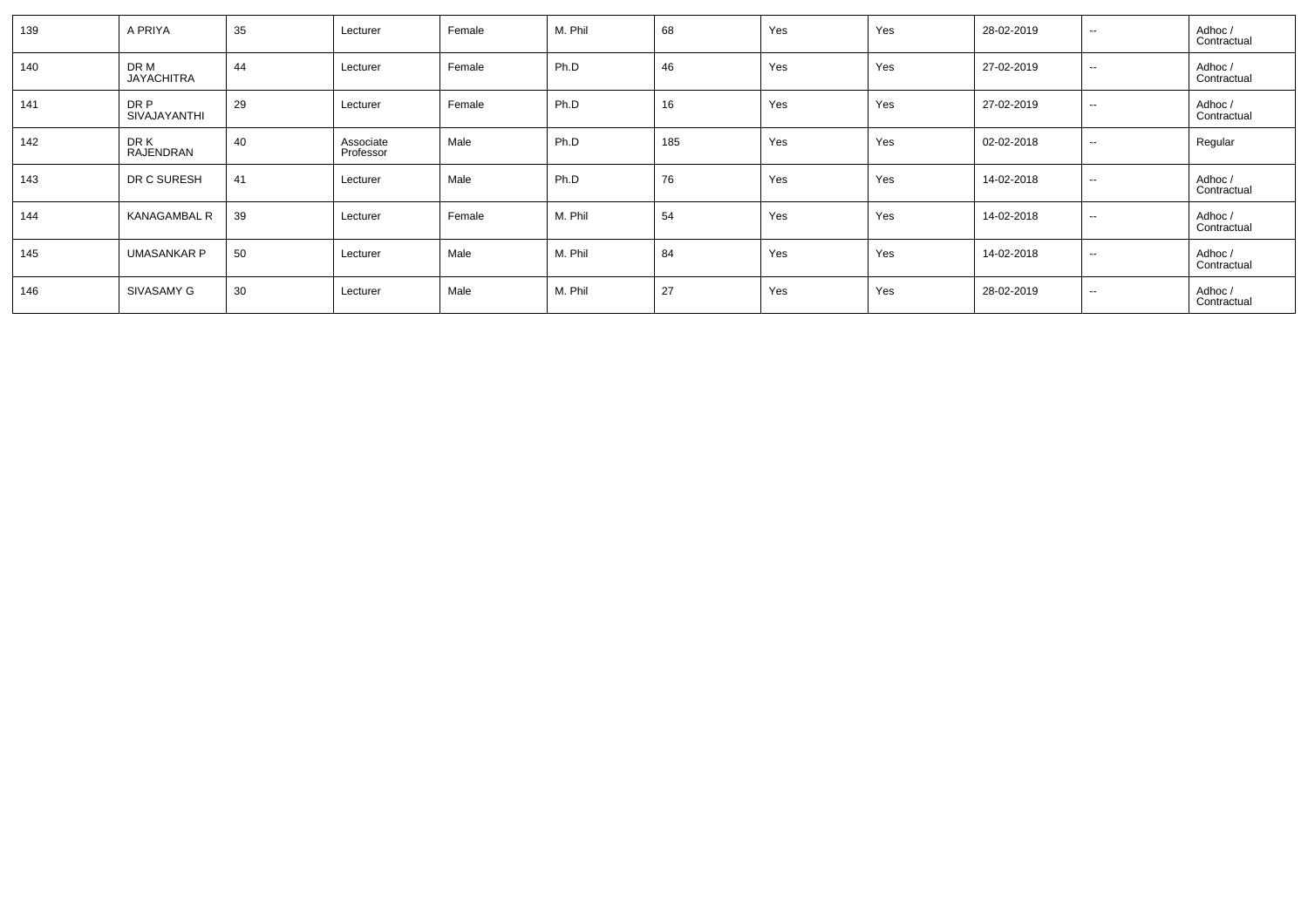| | | | | | | | | | | | |
|---|---|---|---|---|---|---|---|---|---|---|---|
| 139 | A PRIYA | 35 | Lecturer | Female | M. Phil | 68 | Yes | Yes | 28-02-2019 | -- | Adhoc / Contractual |
| 140 | DR M JAYACHITRA | 44 | Lecturer | Female | Ph.D | 46 | Yes | Yes | 27-02-2019 | -- | Adhoc / Contractual |
| 141 | DR P SIVAJAYANTHI | 29 | Lecturer | Female | Ph.D | 16 | Yes | Yes | 27-02-2019 | -- | Adhoc / Contractual |
| 142 | DR K RAJENDRAN | 40 | Associate Professor | Male | Ph.D | 185 | Yes | Yes | 02-02-2018 | -- | Regular |
| 143 | DR C SURESH | 41 | Lecturer | Male | Ph.D | 76 | Yes | Yes | 14-02-2018 | -- | Adhoc / Contractual |
| 144 | KANAGAMBAL R | 39 | Lecturer | Female | M. Phil | 54 | Yes | Yes | 14-02-2018 | -- | Adhoc / Contractual |
| 145 | UMASANKAR P | 50 | Lecturer | Male | M. Phil | 84 | Yes | Yes | 14-02-2018 | -- | Adhoc / Contractual |
| 146 | SIVASAMY G | 30 | Lecturer | Male | M. Phil | 27 | Yes | Yes | 28-02-2019 | -- | Adhoc / Contractual |